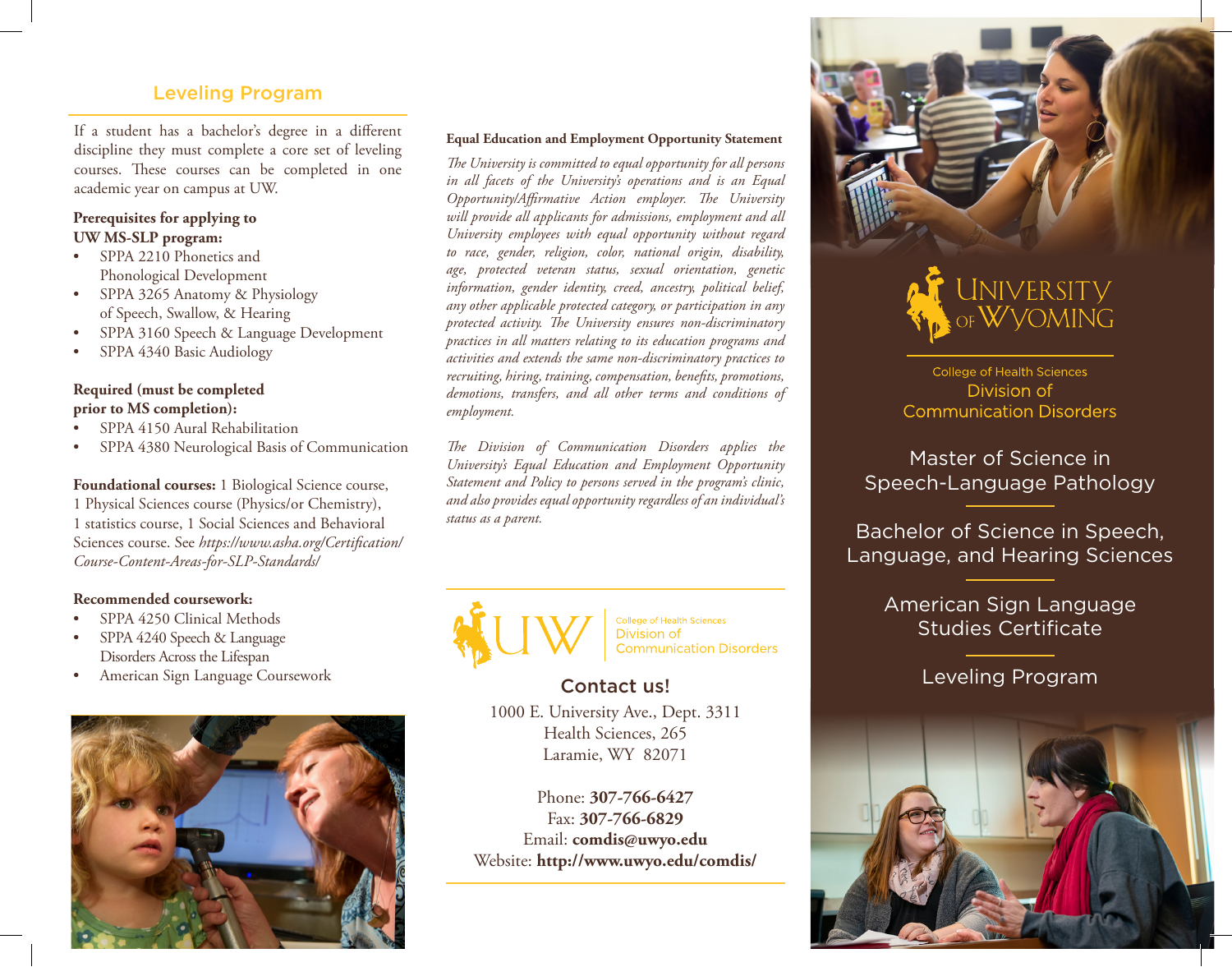## Leveling Program

If a student has a bachelor's degree in a different discipline they must complete a core set of leveling courses. These courses can be completed in one academic year on campus at UW.

**Prerequisites for applying to UW MS-SLP program:**

- SPPA 2210 Phonetics and Phonological Development
- SPPA 3265 Anatomy & Physiology of Speech, Swallow, & Hearing
- SPPA 3160 Speech & Language Development
- SPPA 4340 Basic Audiology

**Required (must be completed prior to MS completion):**

- SPPA 4150 Aural Rehabilitation
- SPPA 4380 Neurological Basis of Communication

**Foundational courses:** 1 Biological Science course, 1 Physical Sciences course (Physics/or Chemistry), 1 statistics course, 1 Social Sciences and Behavioral Sciences course. See *https://www.asha.org/Certification/Course-Content-Areas-for-SLP-Standards/*

**Recommended coursework:**

- SPPA 4250 Clinical Methods
- SPPA 4240 Speech & Language Disorders Across the Lifespan
- American Sign Language Coursework

**Equal Education and Employment Opportunity Statement**

*The University is committed to equal opportunity for all persons in all facets of the University's operations and is an Equal Opportunity/Affirmative Action employer. The University will provide all applicants for admissions, employment and all University employees with equal opportunity without regard to race, gender, religion, color, national origin, disability, age, protected veteran status, sexual orientation, genetic information, gender identity, creed, ancestry, political belief, any other applicable protected category, or participation in any protected activity. The University ensures non-discriminatory practices in all matters relating to its education programs and activities and extends the same non-discriminatory practices to recruiting, hiring, training, compensation, benefits, promotions, demotions, transfers, and all other terms and conditions of employment.*

*The Division of Communication Disorders applies the University's Equal Education and Employment Opportunity Statement and Policy to persons served in the program's clinic, and also provides equal opportunity regardless of an individual's status as a parent.*

UW — College of Health Sciences, Division of Communication Disorders

### Contact us!

1000 E. University Ave., Dept. 3311
Health Sciences, 265
Laramie, WY 82071

Phone: **307-766-6427**
Fax: **307-766-6829**
Email: **comdis@uwyo.edu**
Website: **http://www.uwyo.edu/comdis/**

University of Wyoming

College of Health Sciences
Division of Communication Disorders

Master of Science in Speech-Language Pathology

Bachelor of Science in Speech, Language, and Hearing Sciences

American Sign Language Studies Certificate

Leveling Program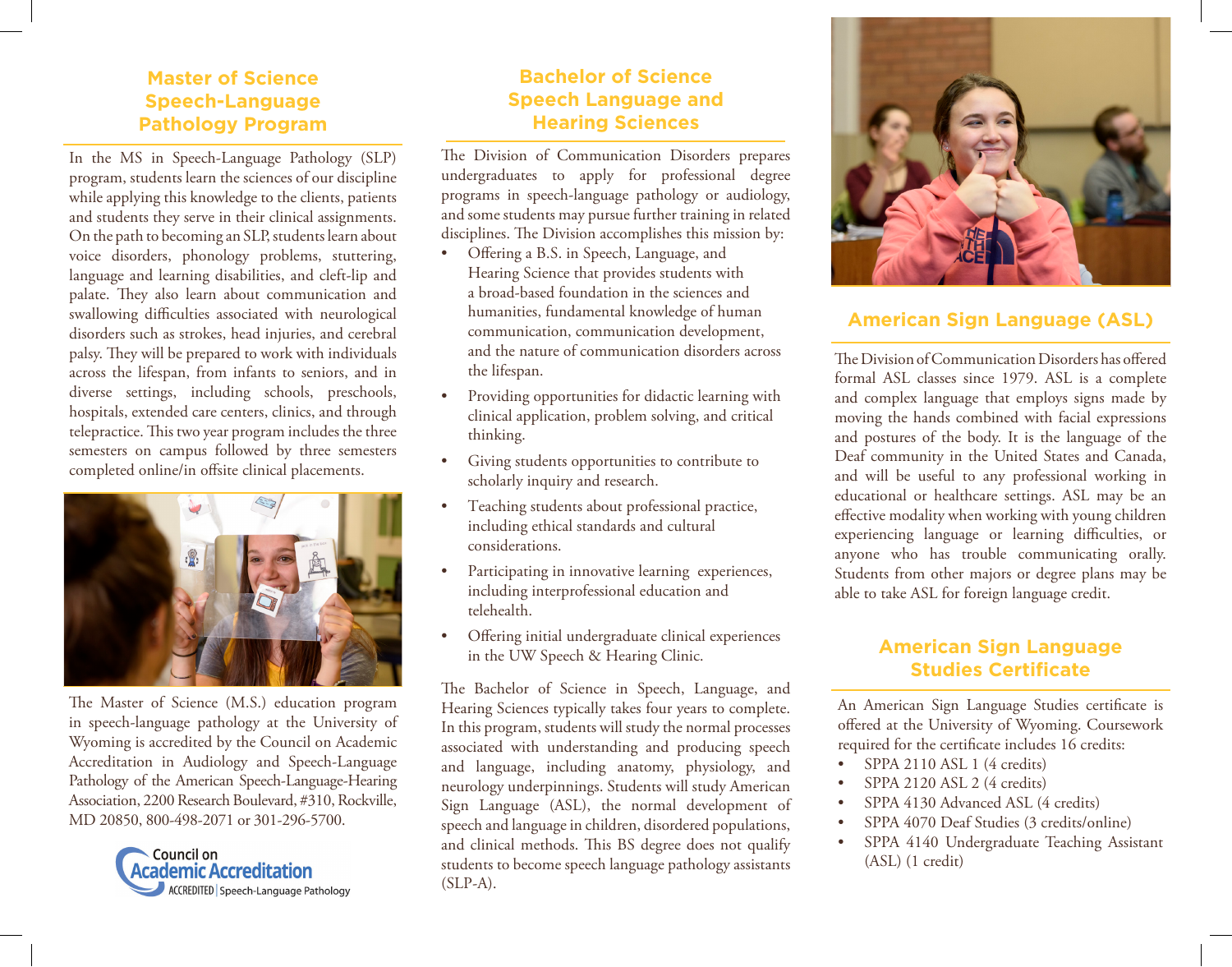## Master of Science Speech-Language Pathology Program

In the MS in Speech-Language Pathology (SLP) program, students learn the sciences of our discipline while applying this knowledge to the clients, patients and students they serve in their clinical assignments. On the path to becoming an SLP, students learn about voice disorders, phonology problems, stuttering, language and learning disabilities, and cleft-lip and palate. They also learn about communication and swallowing difficulties associated with neurological disorders such as strokes, head injuries, and cerebral palsy. They will be prepared to work with individuals across the lifespan, from infants to seniors, and in diverse settings, including schools, preschools, hospitals, extended care centers, clinics, and through telepractice. This two year program includes the three semesters on campus followed by three semesters completed online/in offsite clinical placements.

The Master of Science (M.S.) education program in speech-language pathology at the University of Wyoming is accredited by the Council on Academic Accreditation in Audiology and Speech-Language Pathology of the American Speech-Language-Hearing Association, 2200 Research Boulevard, #310, Rockville, MD 20850, 800-498-2071 or 301-296-5700.

Council on Academic Accreditation
ACCREDITED | Speech-Language Pathology

## Bachelor of Science Speech Language and Hearing Sciences

The Division of Communication Disorders prepares undergraduates to apply for professional degree programs in speech-language pathology or audiology, and some students may pursue further training in related disciplines. The Division accomplishes this mission by:

- Offering a B.S. in Speech, Language, and Hearing Science that provides students with a broad-based foundation in the sciences and humanities, fundamental knowledge of human communication, communication development, and the nature of communication disorders across the lifespan.
- Providing opportunities for didactic learning with clinical application, problem solving, and critical thinking.
- Giving students opportunities to contribute to scholarly inquiry and research.
- Teaching students about professional practice, including ethical standards and cultural considerations.
- Participating in innovative learning experiences, including interprofessional education and telehealth.
- Offering initial undergraduate clinical experiences in the UW Speech & Hearing Clinic.

The Bachelor of Science in Speech, Language, and Hearing Sciences typically takes four years to complete. In this program, students will study the normal processes associated with understanding and producing speech and language, including anatomy, physiology, and neurology underpinnings. Students will study American Sign Language (ASL), the normal development of speech and language in children, disordered populations, and clinical methods. This BS degree does not qualify students to become speech language pathology assistants (SLP-A).

## American Sign Language (ASL)

The Division of Communication Disorders has offered formal ASL classes since 1979. ASL is a complete and complex language that employs signs made by moving the hands combined with facial expressions and postures of the body. It is the language of the Deaf community in the United States and Canada, and will be useful to any professional working in educational or healthcare settings. ASL may be an effective modality when working with young children experiencing language or learning difficulties, or anyone who has trouble communicating orally. Students from other majors or degree plans may be able to take ASL for foreign language credit.

## American Sign Language Studies Certificate

An American Sign Language Studies certificate is offered at the University of Wyoming. Coursework required for the certificate includes 16 credits:

- SPPA 2110 ASL 1 (4 credits)
- SPPA 2120 ASL 2 (4 credits)
- SPPA 4130 Advanced ASL (4 credits)
- SPPA 4070 Deaf Studies (3 credits/online)
- SPPA 4140 Undergraduate Teaching Assistant (ASL) (1 credit)